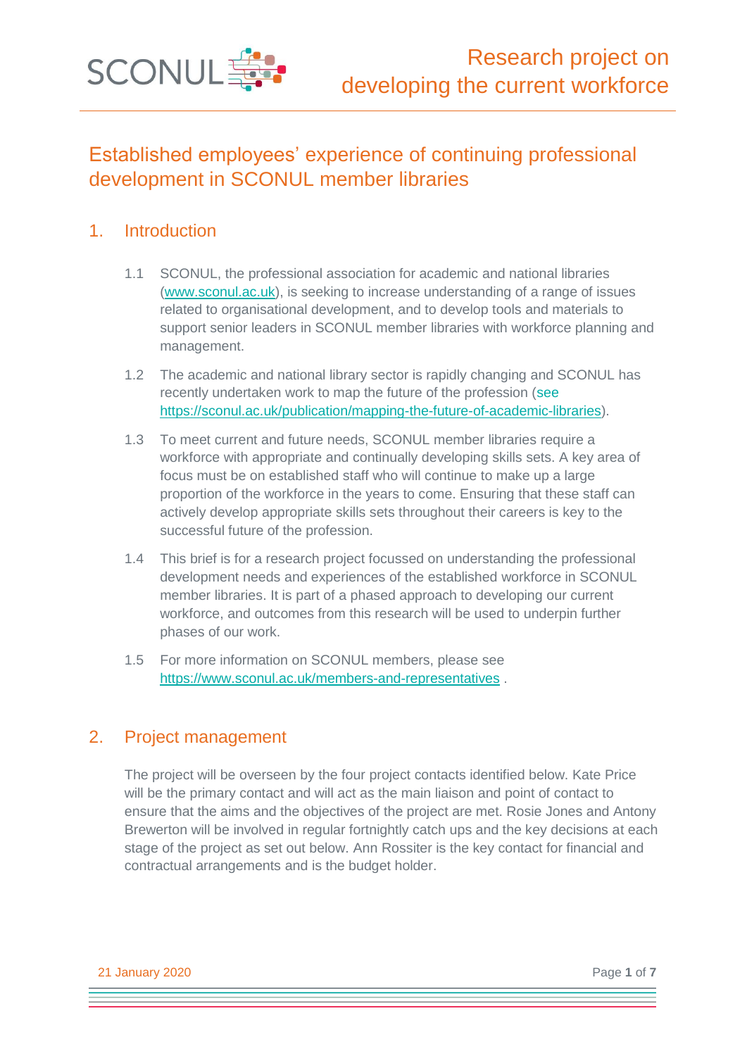# Established employees' experience of continuing professional development in SCONUL member libraries

## 1. Introduction

1.1 SCONUL, the professional association for academic and national libraries (www.sconul.ac.uk), is seeking to increase understanding of a range of issues related to organisational development, and to develop tools and materials to support senior leaders in SCONUL member libraries with workforce planning and management.

1.2 The academic and national library sector is rapidly changing and SCONUL has recently undertaken work to map the future of the profession (see https://sconul.ac.uk/publication/mapping-the-future-of-academic-libraries).

1.3 To meet current and future needs, SCONUL member libraries require a workforce with appropriate and continually developing skills sets. A key area of focus must be on established staff who will continue to make up a large proportion of the workforce in the years to come. Ensuring that these staff can actively develop appropriate skills sets throughout their careers is key to the successful future of the profession.

1.4 This brief is for a research project focussed on understanding the professional development needs and experiences of the established workforce in SCONUL member libraries. It is part of a phased approach to developing our current workforce, and outcomes from this research will be used to underpin further phases of our work.

1.5 For more information on SCONUL members, please see https://www.sconul.ac.uk/members-and-representatives .

## 2. Project management

The project will be overseen by the four project contacts identified below. Kate Price will be the primary contact and will act as the main liaison and point of contact to ensure that the aims and the objectives of the project are met. Rosie Jones and Antony Brewerton will be involved in regular fortnightly catch ups and the key decisions at each stage of the project as set out below. Ann Rossiter is the key contact for financial and contractual arrangements and is the budget holder.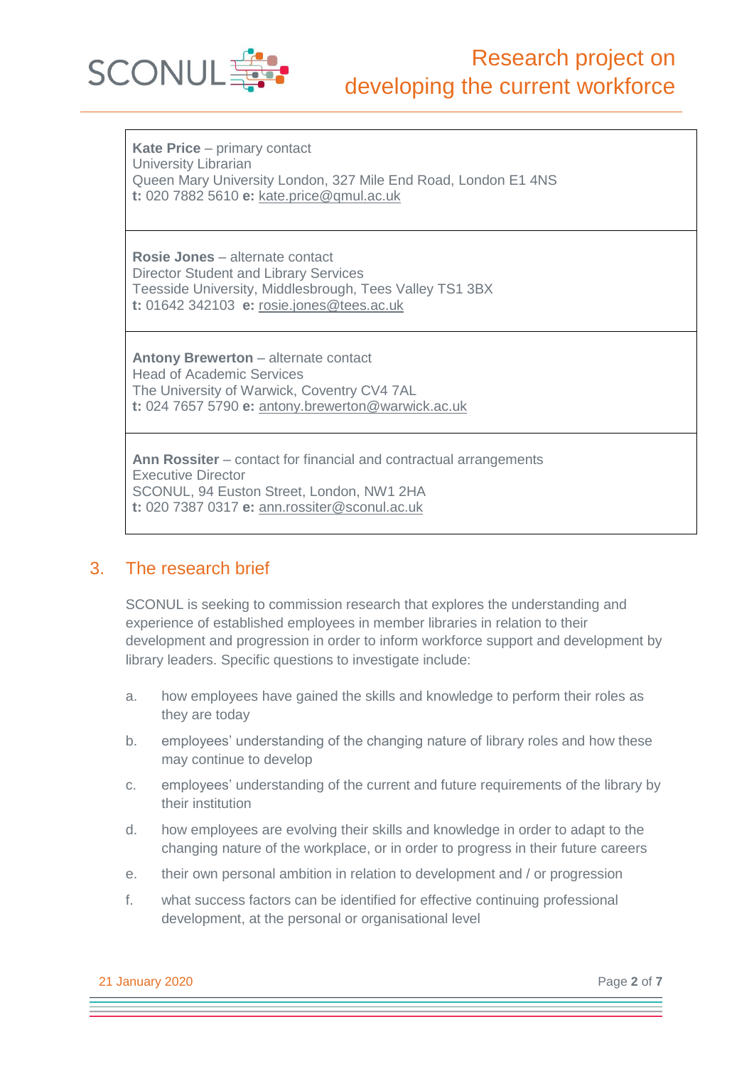**Kate Price** – primary contact
University Librarian
Queen Mary University London, 327 Mile End Road, London E1 4NS
**t:** 020 7882 5610 **e:** kate.price@qmul.ac.uk

**Rosie Jones** – alternate contact
Director Student and Library Services
Teesside University, Middlesbrough, Tees Valley TS1 3BX
**t:** 01642 342103 **e:** rosie.jones@tees.ac.uk

**Antony Brewerton** – alternate contact
Head of Academic Services
The University of Warwick, Coventry CV4 7AL
**t:** 024 7657 5790 **e:** antony.brewerton@warwick.ac.uk

**Ann Rossiter** – contact for financial and contractual arrangements
Executive Director
SCONUL, 94 Euston Street, London, NW1 2HA
**t:** 020 7387 0317 **e:** ann.rossiter@sconul.ac.uk

## 3. The research brief

SCONUL is seeking to commission research that explores the understanding and experience of established employees in member libraries in relation to their development and progression in order to inform workforce support and development by library leaders. Specific questions to investigate include:

a. how employees have gained the skills and knowledge to perform their roles as they are today

b. employees' understanding of the changing nature of library roles and how these may continue to develop

c. employees' understanding of the current and future requirements of the library by their institution

d. how employees are evolving their skills and knowledge in order to adapt to the changing nature of the workplace, or in order to progress in their future careers

e. their own personal ambition in relation to development and / or progression

f. what success factors can be identified for effective continuing professional development, at the personal or organisational level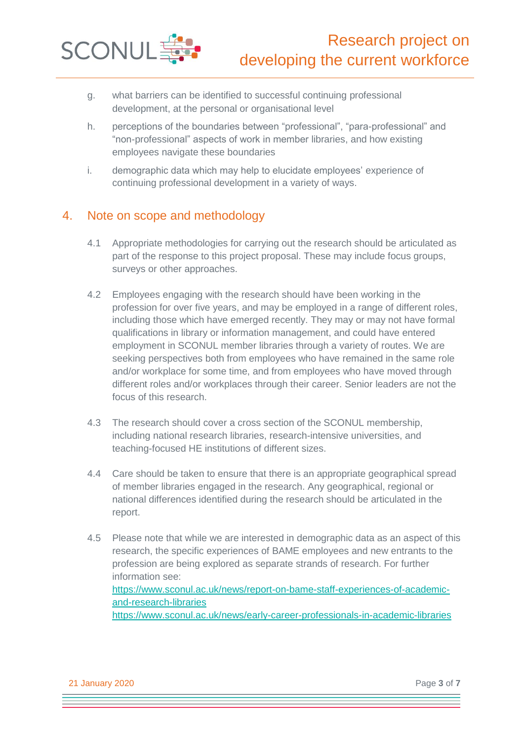g. what barriers can be identified to successful continuing professional development, at the personal or organisational level

h. perceptions of the boundaries between "professional", "para-professional" and "non-professional" aspects of work in member libraries, and how existing employees navigate these boundaries

i. demographic data which may help to elucidate employees' experience of continuing professional development in a variety of ways.

## 4. Note on scope and methodology

4.1 Appropriate methodologies for carrying out the research should be articulated as part of the response to this project proposal. These may include focus groups, surveys or other approaches.

4.2 Employees engaging with the research should have been working in the profession for over five years, and may be employed in a range of different roles, including those which have emerged recently. They may or may not have formal qualifications in library or information management, and could have entered employment in SCONUL member libraries through a variety of routes. We are seeking perspectives both from employees who have remained in the same role and/or workplace for some time, and from employees who have moved through different roles and/or workplaces through their career. Senior leaders are not the focus of this research.

4.3 The research should cover a cross section of the SCONUL membership, including national research libraries, research-intensive universities, and teaching-focused HE institutions of different sizes.

4.4 Care should be taken to ensure that there is an appropriate geographical spread of member libraries engaged in the research. Any geographical, regional or national differences identified during the research should be articulated in the report.

4.5 Please note that while we are interested in demographic data as an aspect of this research, the specific experiences of BAME employees and new entrants to the profession are being explored as separate strands of research. For further information see:
https://www.sconul.ac.uk/news/report-on-bame-staff-experiences-of-academic-and-research-libraries
https://www.sconul.ac.uk/news/early-career-professionals-in-academic-libraries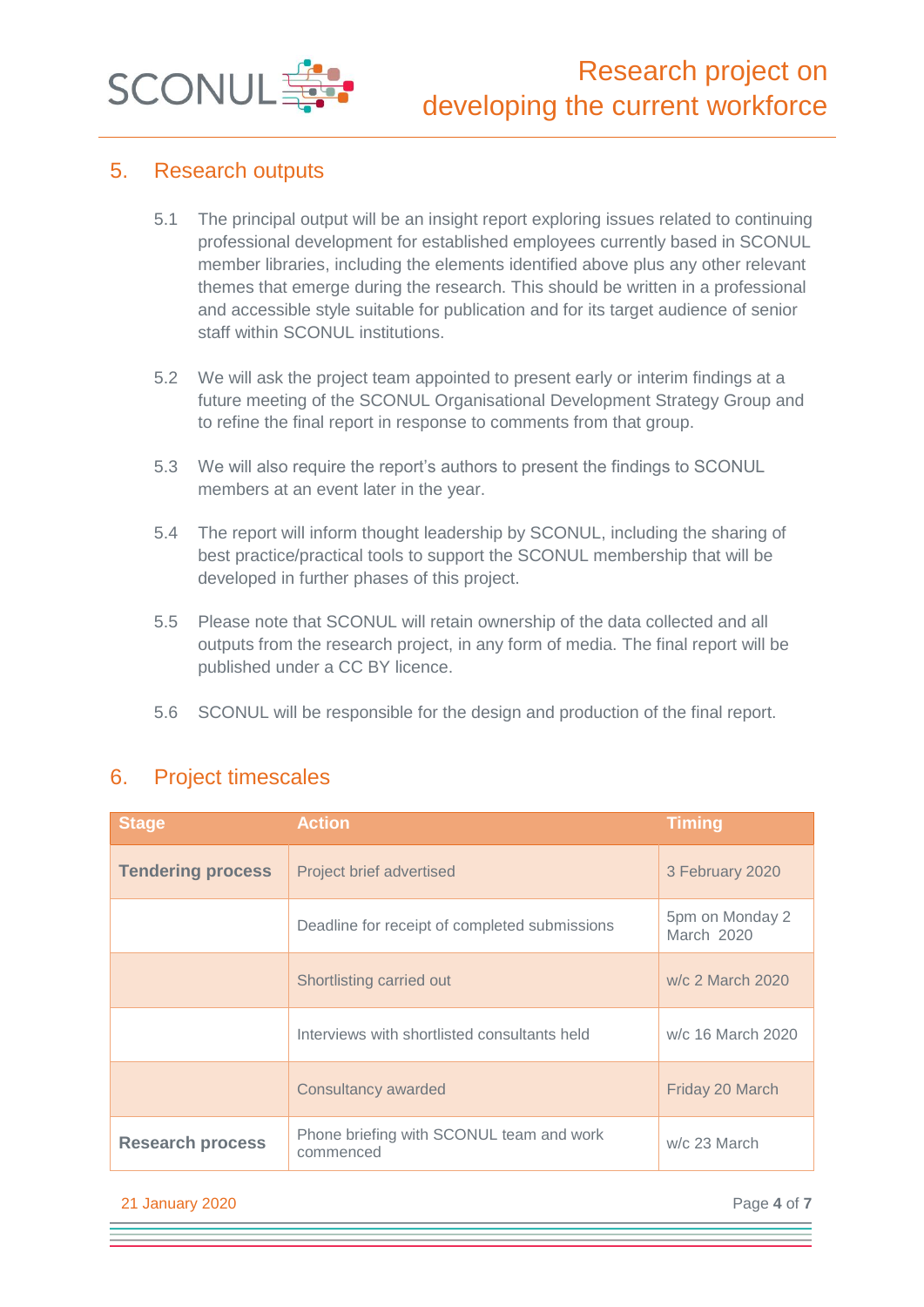## 5. Research outputs

5.1 The principal output will be an insight report exploring issues related to continuing professional development for established employees currently based in SCONUL member libraries, including the elements identified above plus any other relevant themes that emerge during the research. This should be written in a professional and accessible style suitable for publication and for its target audience of senior staff within SCONUL institutions.

5.2 We will ask the project team appointed to present early or interim findings at a future meeting of the SCONUL Organisational Development Strategy Group and to refine the final report in response to comments from that group.

5.3 We will also require the report's authors to present the findings to SCONUL members at an event later in the year.

5.4 The report will inform thought leadership by SCONUL, including the sharing of best practice/practical tools to support the SCONUL membership that will be developed in further phases of this project.

5.5 Please note that SCONUL will retain ownership of the data collected and all outputs from the research project, in any form of media. The final report will be published under a CC BY licence.

5.6 SCONUL will be responsible for the design and production of the final report.

## 6. Project timescales

| Stage | Action | Timing |
|---|---|---|
| **Tendering process** | Project brief advertised | 3 February 2020 |
| | Deadline for receipt of completed submissions | 5pm on Monday 2 March 2020 |
| | Shortlisting carried out | w/c 2 March 2020 |
| | Interviews with shortlisted consultants held | w/c 16 March 2020 |
| | Consultancy awarded | Friday 20 March |
| **Research process** | Phone briefing with SCONUL team and work commenced | w/c 23 March |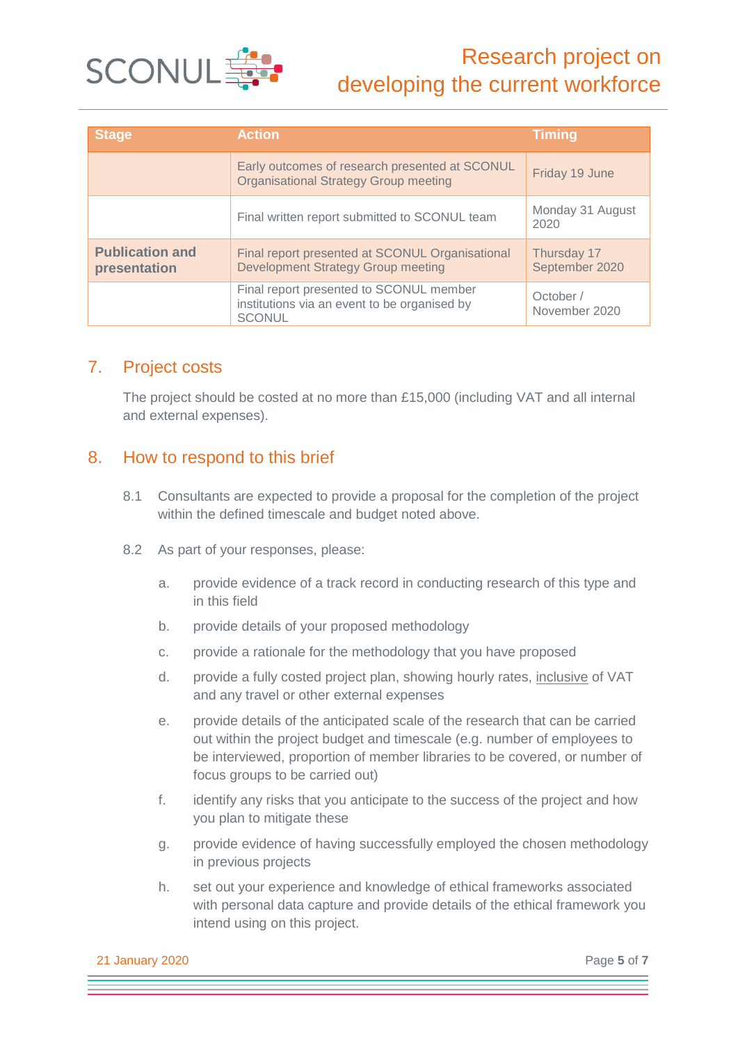| Stage | Action | Timing |
| --- | --- | --- |
| | Early outcomes of research presented at SCONUL Organisational Strategy Group meeting | Friday 19 June |
| | Final written report submitted to SCONUL team | Monday 31 August 2020 |
| **Publication and presentation** | Final report presented at SCONUL Organisational Development Strategy Group meeting | Thursday 17 September 2020 |
| | Final report presented to SCONUL member institutions via an event to be organised by SCONUL | October / November 2020 |

## 7. Project costs

The project should be costed at no more than £15,000 (including VAT and all internal and external expenses).

## 8. How to respond to this brief

8.1 Consultants are expected to provide a proposal for the completion of the project within the defined timescale and budget noted above.

8.2 As part of your responses, please:

a. provide evidence of a track record in conducting research of this type and in this field

b. provide details of your proposed methodology

c. provide a rationale for the methodology that you have proposed

d. provide a fully costed project plan, showing hourly rates, inclusive of VAT and any travel or other external expenses

e. provide details of the anticipated scale of the research that can be carried out within the project budget and timescale (e.g. number of employees to be interviewed, proportion of member libraries to be covered, or number of focus groups to be carried out)

f. identify any risks that you anticipate to the success of the project and how you plan to mitigate these

g. provide evidence of having successfully employed the chosen methodology in previous projects

h. set out your experience and knowledge of ethical frameworks associated with personal data capture and provide details of the ethical framework you intend using on this project.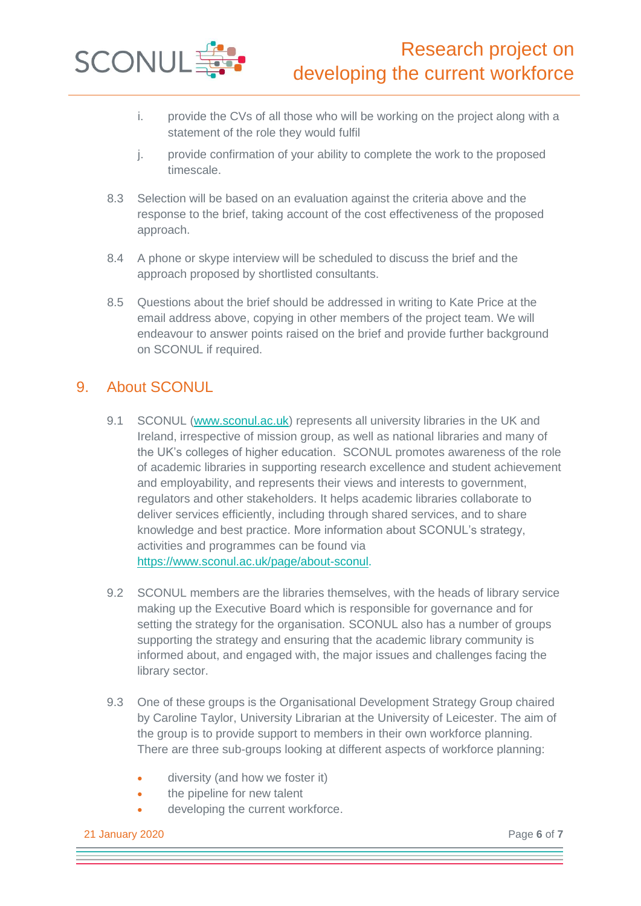i. provide the CVs of all those who will be working on the project along with a statement of the role they would fulfil

j. provide confirmation of your ability to complete the work to the proposed timescale.

8.3 Selection will be based on an evaluation against the criteria above and the response to the brief, taking account of the cost effectiveness of the proposed approach.

8.4 A phone or skype interview will be scheduled to discuss the brief and the approach proposed by shortlisted consultants.

8.5 Questions about the brief should be addressed in writing to Kate Price at the email address above, copying in other members of the project team. We will endeavour to answer points raised on the brief and provide further background on SCONUL if required.

## 9. About SCONUL

9.1 SCONUL (www.sconul.ac.uk) represents all university libraries in the UK and Ireland, irrespective of mission group, as well as national libraries and many of the UK's colleges of higher education. SCONUL promotes awareness of the role of academic libraries in supporting research excellence and student achievement and employability, and represents their views and interests to government, regulators and other stakeholders. It helps academic libraries collaborate to deliver services efficiently, including through shared services, and to share knowledge and best practice. More information about SCONUL's strategy, activities and programmes can be found via https://www.sconul.ac.uk/page/about-sconul.

9.2 SCONUL members are the libraries themselves, with the heads of library service making up the Executive Board which is responsible for governance and for setting the strategy for the organisation. SCONUL also has a number of groups supporting the strategy and ensuring that the academic library community is informed about, and engaged with, the major issues and challenges facing the library sector.

9.3 One of these groups is the Organisational Development Strategy Group chaired by Caroline Taylor, University Librarian at the University of Leicester. The aim of the group is to provide support to members in their own workforce planning. There are three sub-groups looking at different aspects of workforce planning:

- diversity (and how we foster it)
- the pipeline for new talent
- developing the current workforce.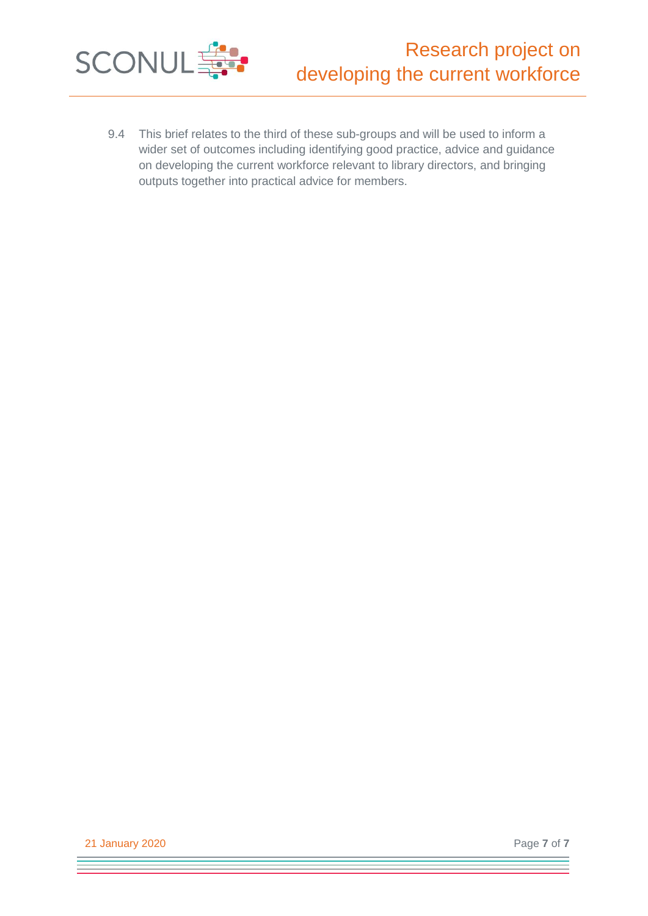9.4 This brief relates to the third of these sub-groups and will be used to inform a wider set of outcomes including identifying good practice, advice and guidance on developing the current workforce relevant to library directors, and bringing outputs together into practical advice for members.